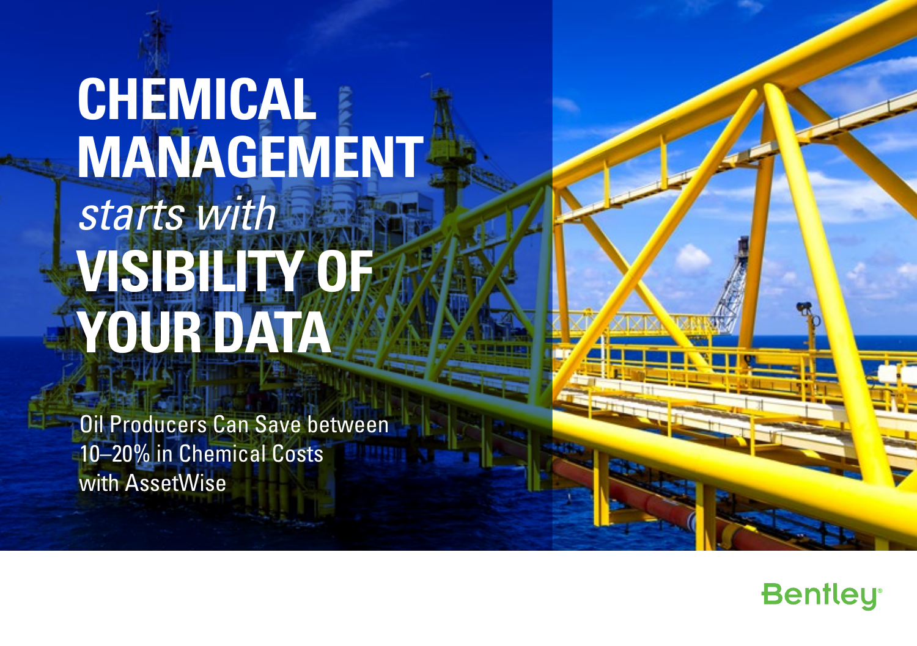# CHEMICAL MANAGEMENT *starts with* VISIBILITY OF YOUR DATA

Oil Producers Can Save between 10–20% in Chemical Costs with AssetWise

Bentley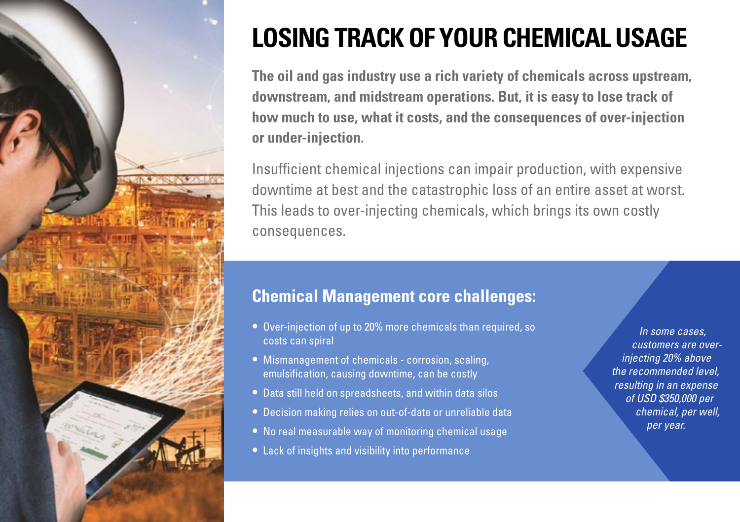# LOSING TRACK OF YOUR CHEMICAL USAGE

**The oil and gas industry use a rich variety of chemicals across upstream, downstream, and midstream operations. But, it is easy to lose track of how much to use, what it costs, and the consequences of over-injection or under-injection.**

Insufficient chemical injections can impair production, with expensive downtime at best and the catastrophic loss of an entire asset at worst. This leads to over-injecting chemicals, which brings its own costly consequences.

## Chemical Management core challenges:

- Over-injection of up to 20% more chemicals than required, so costs can spiral
- Mismanagement of chemicals - corrosion, scaling, emulsification, causing downtime, can be costly
- Data still held on spreadsheets, and within data silos
- Decision making relies on out-of-date or unreliable data
- No real measurable way of monitoring chemical usage
- Lack of insights and visibility into performance

*In some cases, customers are over-injecting 20% above the recommended level, resulting in an expense of USD $350,000 per chemical, per well, per year.*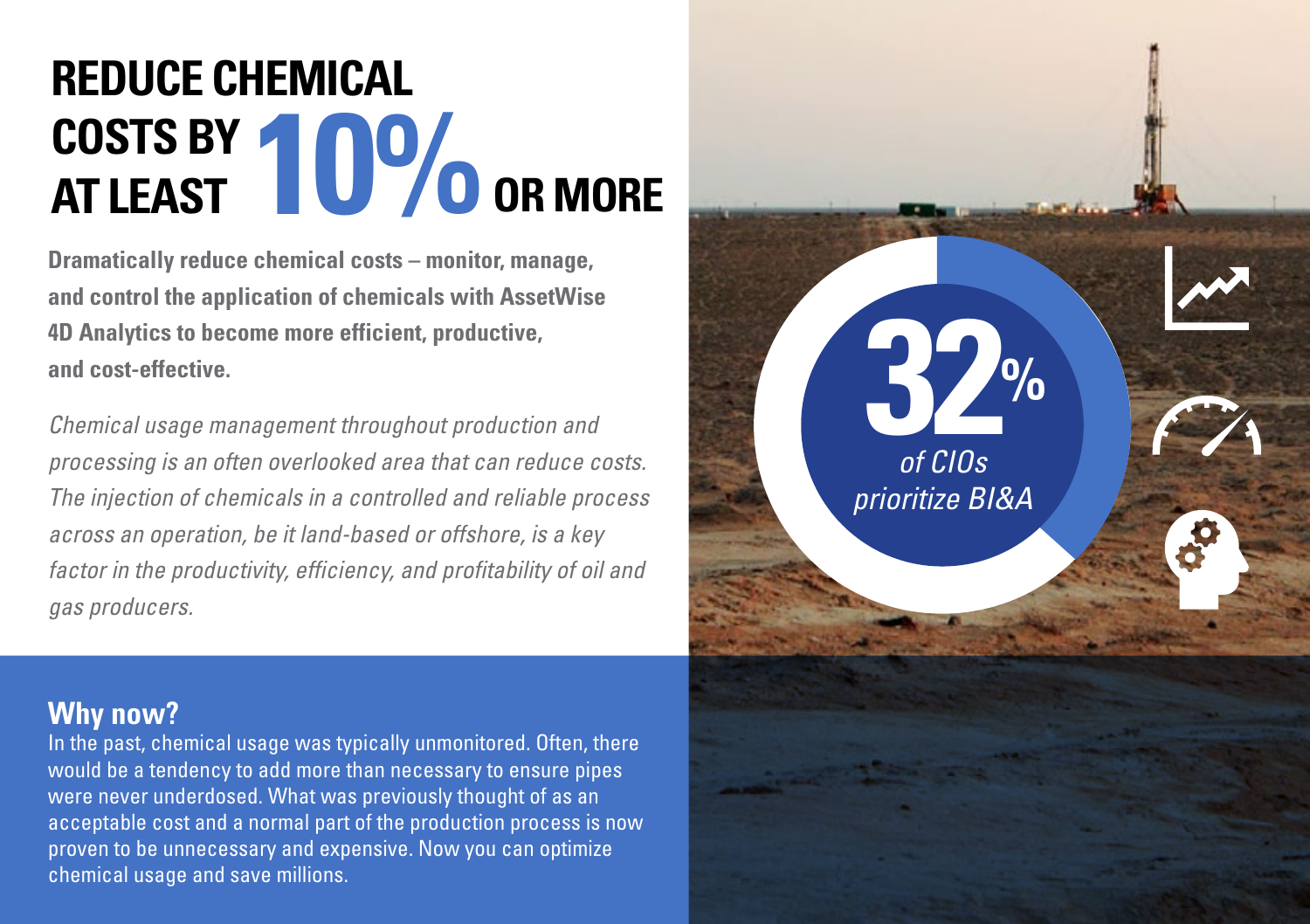# REDUCE CHEMICAL COSTS BY AT LEAST 10% OR MORE

**Dramatically reduce chemical costs – monitor, manage, and control the application of chemicals with AssetWise 4D Analytics to become more efficient, productive, and cost-effective.**

*Chemical usage management throughout production and processing is an often overlooked area that can reduce costs. The injection of chemicals in a controlled and reliable process across an operation, be it land-based or offshore, is a key factor in the productivity, efficiency, and profitability of oil and gas producers.*

**32%** *of CIOs prioritize BI&A*

## Why now?

In the past, chemical usage was typically unmonitored. Often, there would be a tendency to add more than necessary to ensure pipes were never underdosed. What was previously thought of as an acceptable cost and a normal part of the production process is now proven to be unnecessary and expensive. Now you can optimize chemical usage and save millions.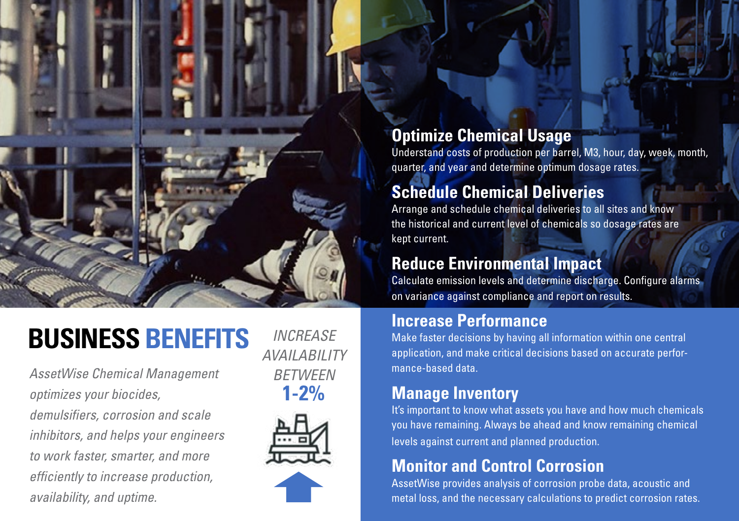## Optimize Chemical Usage

Understand costs of production per barrel, M3, hour, day, week, month, quarter, and year and determine optimum dosage rates.

## Schedule Chemical Deliveries

Arrange and schedule chemical deliveries to all sites and know the historical and current level of chemicals so dosage rates are kept current.

## Reduce Environmental Impact

Calculate emission levels and determine discharge. Configure alarms on variance against compliance and report on results.

# BUSINESS BENEFITS

*AssetWise Chemical Management optimizes your biocides, demulsifiers, corrosion and scale inhibitors, and helps your engineers to work faster, smarter, and more efficiently to increase production, availability, and uptime.*

*INCREASE AVAILABILITY BETWEEN* **1-2%**

## Increase Performance

Make faster decisions by having all information within one central application, and make critical decisions based on accurate performance-based data.

## Manage Inventory

It's important to know what assets you have and how much chemicals you have remaining. Always be ahead and know remaining chemical levels against current and planned production.

## Monitor and Control Corrosion

AssetWise provides analysis of corrosion probe data, acoustic and metal loss, and the necessary calculations to predict corrosion rates.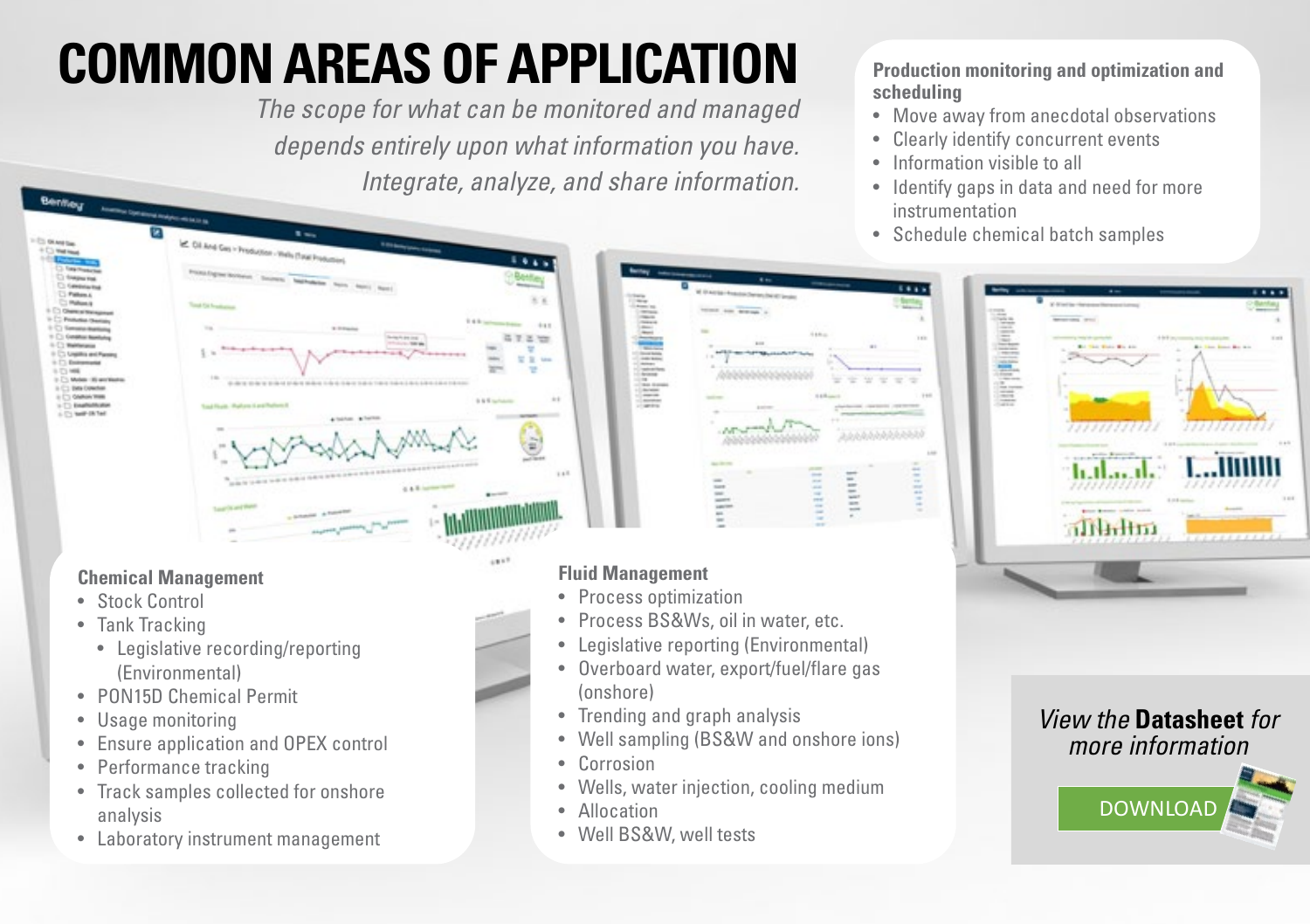# COMMON AREAS OF APPLICATION

*The scope for what can be monitored and managed depends entirely upon what information you have. Integrate, analyze, and share information.*

**Production monitoring and optimization and scheduling**

- Move away from anecdotal observations
- Clearly identify concurrent events
- Information visible to all
- Identify gaps in data and need for more instrumentation
- Schedule chemical batch samples

**Chemical Management**

- Stock Control
- Tank Tracking
    - Legislative recording/reporting (Environmental)
- PON15D Chemical Permit
- Usage monitoring
- Ensure application and OPEX control
- Performance tracking
- Track samples collected for onshore analysis
- Laboratory instrument management

**Fluid Management**

- Process optimization
- Process BS&Ws, oil in water, etc.
- Legislative reporting (Environmental)
- Overboard water, export/fuel/flare gas (onshore)
- Trending and graph analysis
- Well sampling (BS&W and onshore ions)
- Corrosion
- Wells, water injection, cooling medium
- Allocation
- Well BS&W, well tests

*View the* **Datasheet** *for more information*

DOWNLOAD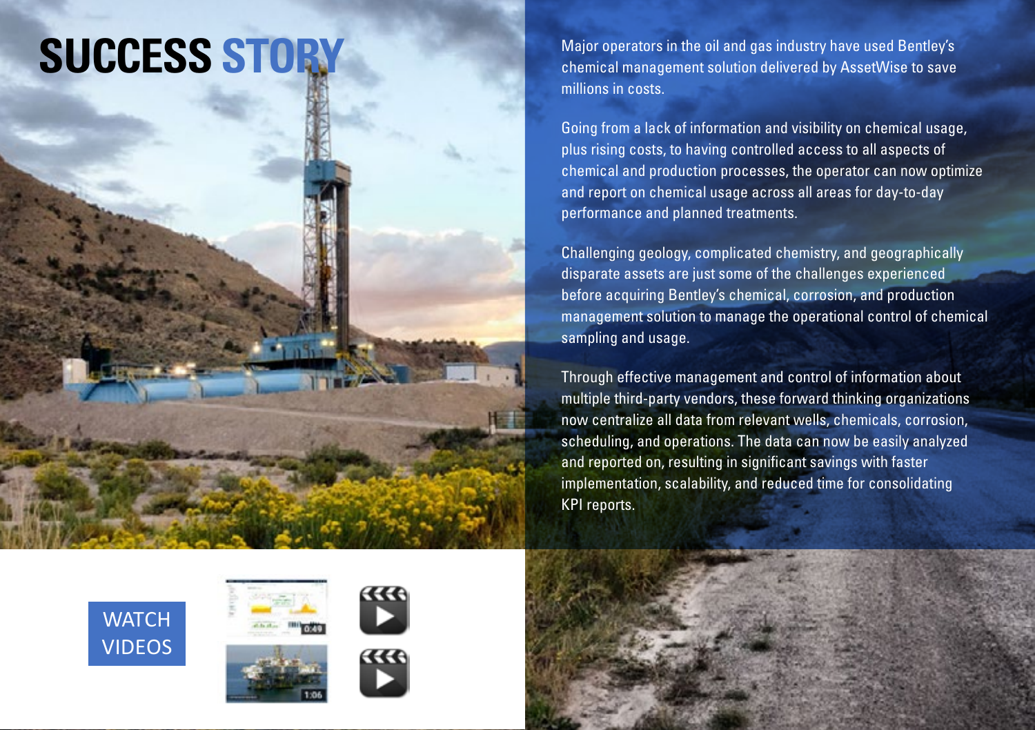# SUCCESS STORY

Major operators in the oil and gas industry have used Bentley's chemical management solution delivered by AssetWise to save millions in costs.

Going from a lack of information and visibility on chemical usage, plus rising costs, to having controlled access to all aspects of chemical and production processes, the operator can now optimize and report on chemical usage across all areas for day-to-day performance and planned treatments.

Challenging geology, complicated chemistry, and geographically disparate assets are just some of the challenges experienced before acquiring Bentley's chemical, corrosion, and production management solution to manage the operational control of chemical sampling and usage.

Through effective management and control of information about multiple third-party vendors, these forward thinking organizations now centralize all data from relevant wells, chemicals, corrosion, scheduling, and operations. The data can now be easily analyzed and reported on, resulting in significant savings with faster implementation, scalability, and reduced time for consolidating KPI reports.

WATCH VIDEOS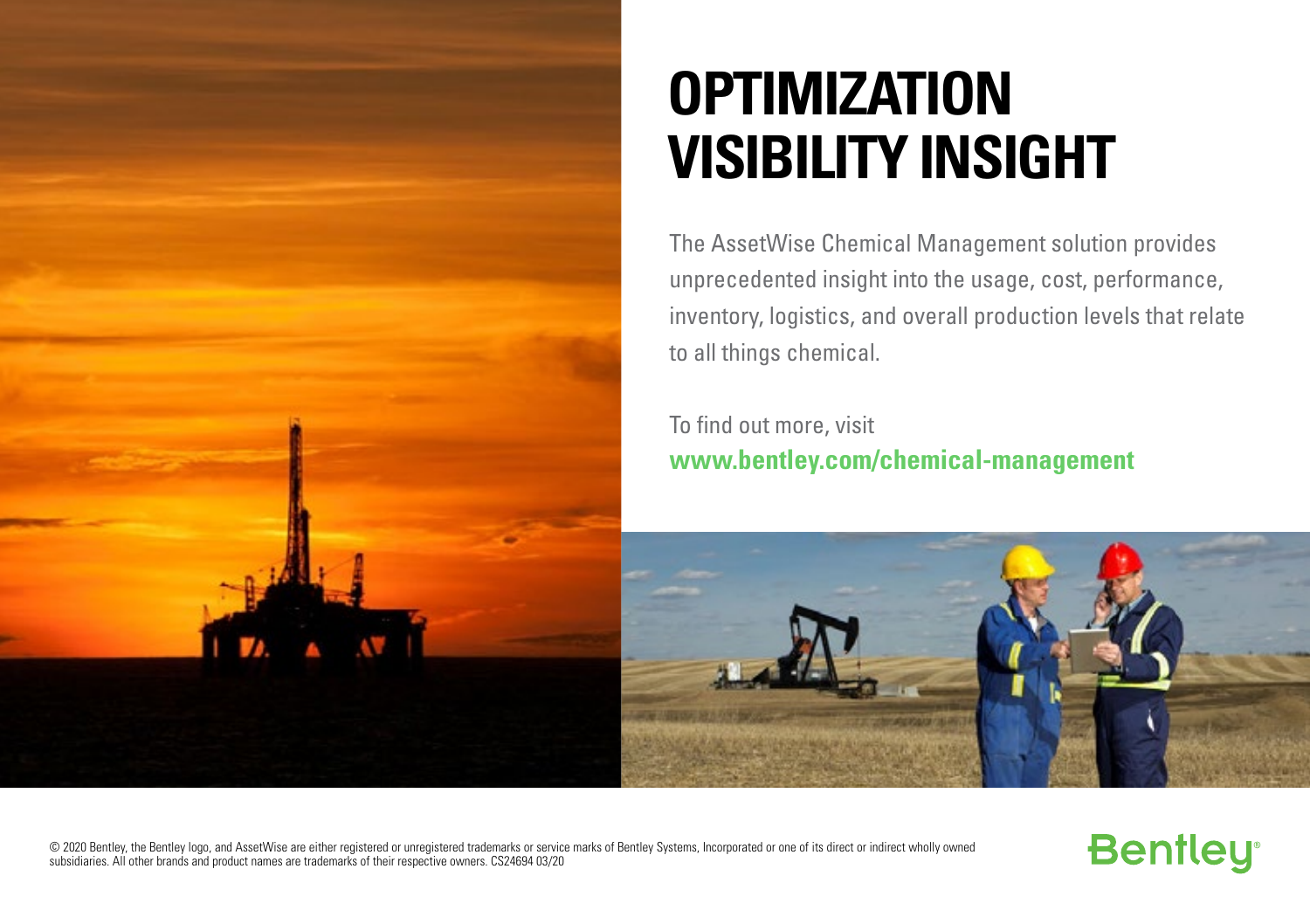# OPTIMIZATION VISIBILITY INSIGHT

The AssetWise Chemical Management solution provides unprecedented insight into the usage, cost, performance, inventory, logistics, and overall production levels that relate to all things chemical.

To find out more, visit
**www.bentley.com/chemical-management**

© 2020 Bentley, the Bentley logo, and AssetWise are either registered or unregistered trademarks or service marks of Bentley Systems, Incorporated or one of its direct or indirect wholly owned subsidiaries. All other brands and product names are trademarks of their respective owners. CS24694 03/20

Bentley®